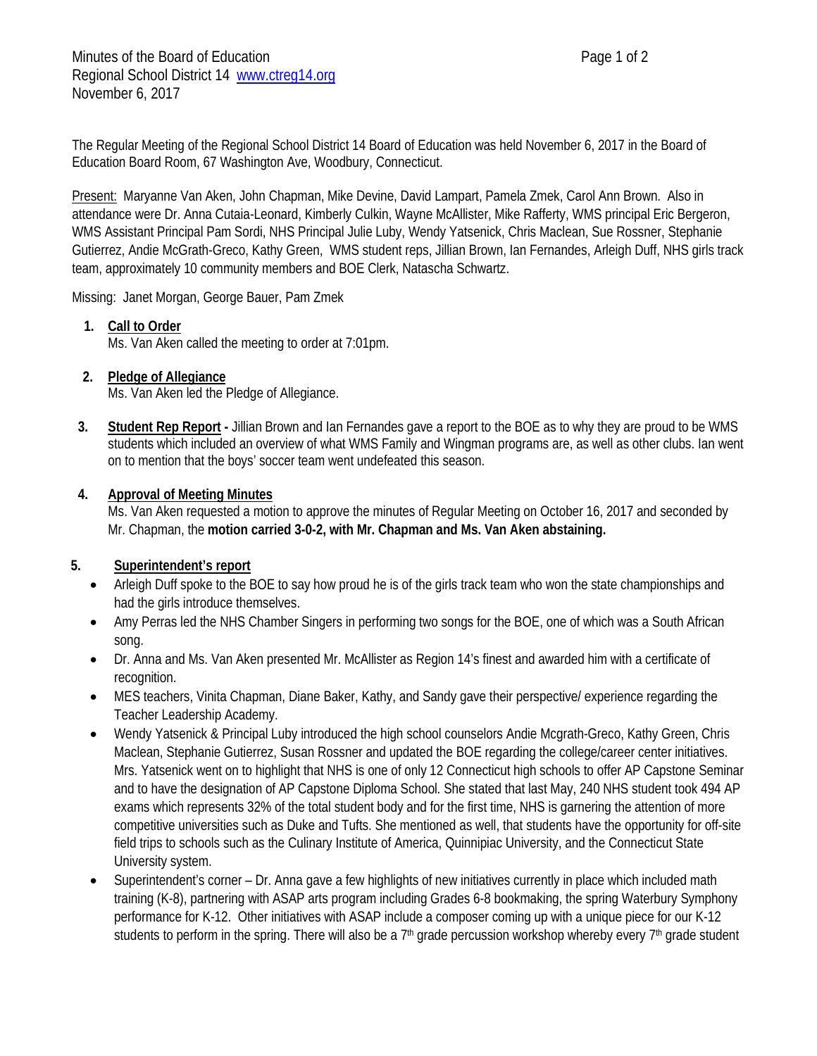Minutes of the Board of Education
Regional School District 14 www.ctreg14.org
November 6, 2017

The Regular Meeting of the Regional School District 14 Board of Education was held November 6, 2017 in the Board of Education Board Room, 67 Washington Ave, Woodbury, Connecticut.

Present: Maryanne Van Aken, John Chapman, Mike Devine, David Lampart, Pamela Zmek, Carol Ann Brown. Also in attendance were Dr. Anna Cutaia-Leonard, Kimberly Culkin, Wayne McAllister, Mike Rafferty, WMS principal Eric Bergeron, WMS Assistant Principal Pam Sordi, NHS Principal Julie Luby, Wendy Yatsenick, Chris Maclean, Sue Rossner, Stephanie Gutierrez, Andie McGrath-Greco, Kathy Green, WMS student reps, Jillian Brown, Ian Fernandes, Arleigh Duff, NHS girls track team, approximately 10 community members and BOE Clerk, Natascha Schwartz.

Missing: Janet Morgan, George Bauer, Pam Zmek

1. **Call to Order**
   Ms. Van Aken called the meeting to order at 7:01pm.

2. **Pledge of Allegiance**
   Ms. Van Aken led the Pledge of Allegiance.

3. **Student Rep Report -** Jillian Brown and Ian Fernandes gave a report to the BOE as to why they are proud to be WMS students which included an overview of what WMS Family and Wingman programs are, as well as other clubs. Ian went on to mention that the boys' soccer team went undefeated this season.

4. **Approval of Meeting Minutes**
   Ms. Van Aken requested a motion to approve the minutes of Regular Meeting on October 16, 2017 and seconded by Mr. Chapman, the **motion carried 3-0-2, with Mr. Chapman and Ms. Van Aken abstaining.**

5. **Superintendent's report**
   - Arleigh Duff spoke to the BOE to say how proud he is of the girls track team who won the state championships and had the girls introduce themselves.
   - Amy Perras led the NHS Chamber Singers in performing two songs for the BOE, one of which was a South African song.
   - Dr. Anna and Ms. Van Aken presented Mr. McAllister as Region 14's finest and awarded him with a certificate of recognition.
   - MES teachers, Vinita Chapman, Diane Baker, Kathy, and Sandy gave their perspective/ experience regarding the Teacher Leadership Academy.
   - Wendy Yatsenick & Principal Luby introduced the high school counselors Andie Mcgrath-Greco, Kathy Green, Chris Maclean, Stephanie Gutierrez, Susan Rossner and updated the BOE regarding the college/career center initiatives. Mrs. Yatsenick went on to highlight that NHS is one of only 12 Connecticut high schools to offer AP Capstone Seminar and to have the designation of AP Capstone Diploma School. She stated that last May, 240 NHS student took 494 AP exams which represents 32% of the total student body and for the first time, NHS is garnering the attention of more competitive universities such as Duke and Tufts. She mentioned as well, that students have the opportunity for off-site field trips to schools such as the Culinary Institute of America, Quinnipiac University, and the Connecticut State University system.
   - Superintendent's corner – Dr. Anna gave a few highlights of new initiatives currently in place which included math training (K-8), partnering with ASAP arts program including Grades 6-8 bookmaking, the spring Waterbury Symphony performance for K-12. Other initiatives with ASAP include a composer coming up with a unique piece for our K-12 students to perform in the spring. There will also be a 7th grade percussion workshop whereby every 7th grade student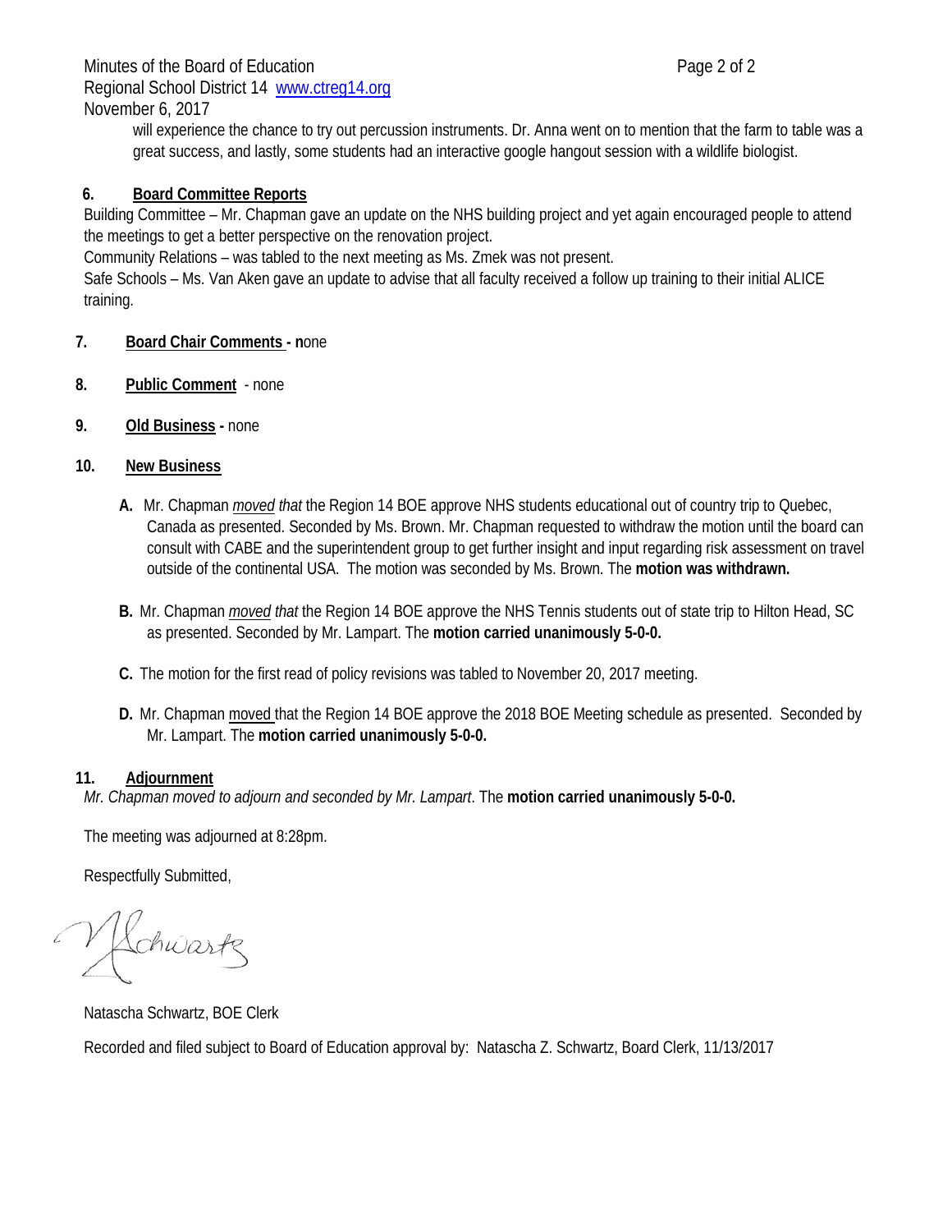will experience the chance to try out percussion instruments. Dr. Anna went on to mention that the farm to table was a great success, and lastly, some students had an interactive google hangout session with a wildlife biologist.

**6. Board Committee Reports**

Building Committee – Mr. Chapman gave an update on the NHS building project and yet again encouraged people to attend the meetings to get a better perspective on the renovation project.

Community Relations – was tabled to the next meeting as Ms. Zmek was not present.

Safe Schools – Ms. Van Aken gave an update to advise that all faculty received a follow up training to their initial ALICE training.

**7. Board Chair Comments - n**one

**8. Public Comment** - none

**9. Old Business -** none

**10. New Business**

**A.** Mr. Chapman *moved that* the Region 14 BOE approve NHS students educational out of country trip to Quebec, Canada as presented. Seconded by Ms. Brown. Mr. Chapman requested to withdraw the motion until the board can consult with CABE and the superintendent group to get further insight and input regarding risk assessment on travel outside of the continental USA. The motion was seconded by Ms. Brown. The **motion was withdrawn.**

**B.** Mr. Chapman *moved that* the Region 14 BOE approve the NHS Tennis students out of state trip to Hilton Head, SC as presented. Seconded by Mr. Lampart. The **motion carried unanimously 5-0-0.**

**C.** The motion for the first read of policy revisions was tabled to November 20, 2017 meeting.

**D.** Mr. Chapman moved that the Region 14 BOE approve the 2018 BOE Meeting schedule as presented. Seconded by Mr. Lampart. The **motion carried unanimously 5-0-0.**

**11. Adjournment**

*Mr. Chapman moved to adjourn and seconded by Mr. Lampart*. The **motion carried unanimously 5-0-0.**

The meeting was adjourned at 8:28pm.

Respectfully Submitted,

Natascha Schwartz, BOE Clerk

Recorded and filed subject to Board of Education approval by: Natascha Z. Schwartz, Board Clerk, 11/13/2017